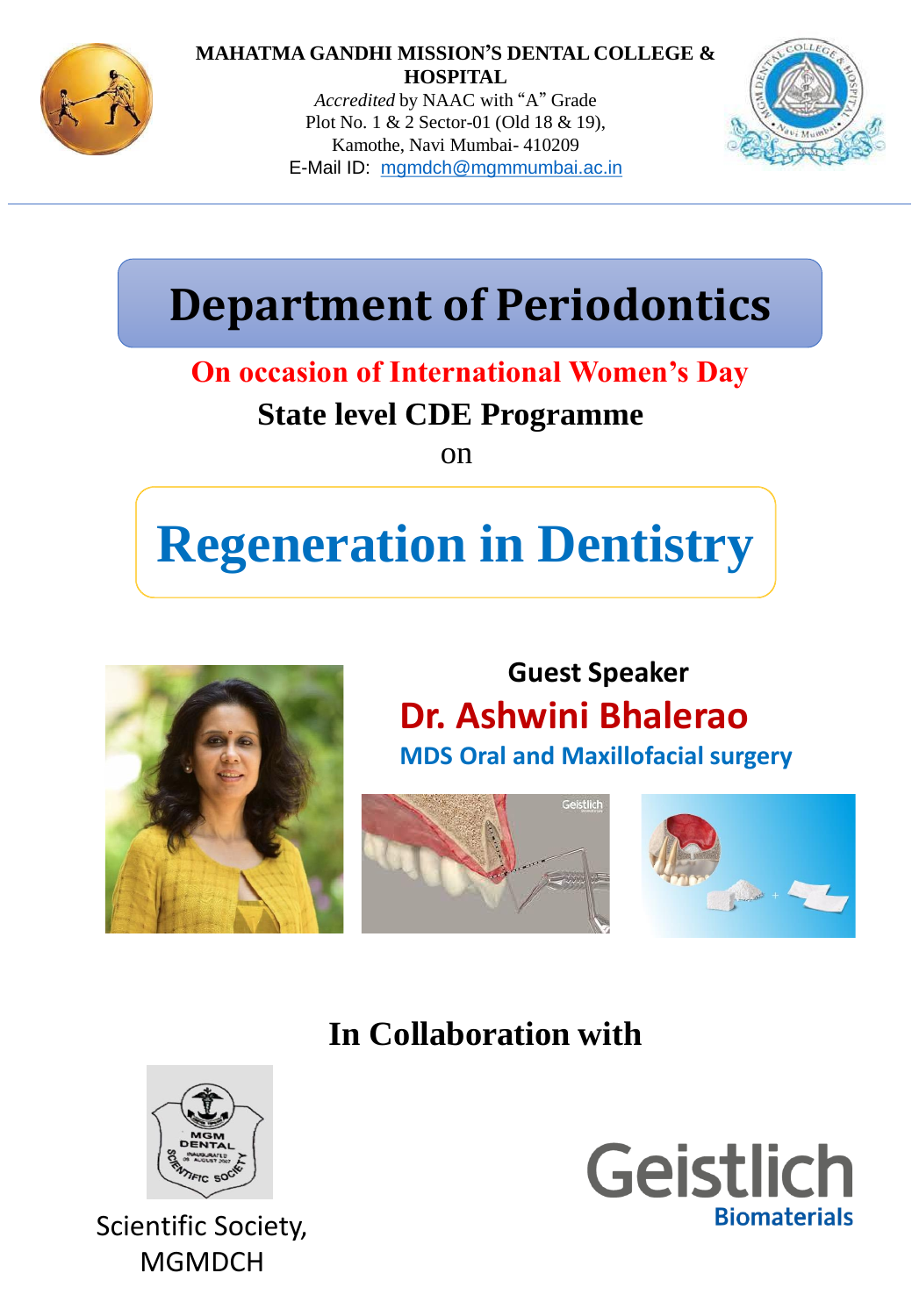**MAHATMA GANDHI MISSION'S DENTAL COLLEGE & HOSPITAL**

*Accredited* by NAAC with "A" Grade
Plot No. 1 & 2 Sector-01 (Old 18 & 19),
Kamothe, Navi Mumbai- 410209
E-Mail ID: mgmdch@mgmmumbai.ac.in

# Department of Periodontics

**On occasion of International Women's Day**

**State level CDE Programme**

on

# Regeneration in Dentistry

**Guest Speaker**

**Dr. Ashwini Bhalerao**

**MDS Oral and Maxillofacial surgery**

## In Collaboration with

Scientific Society, MGMDCH

Geistlich Biomaterials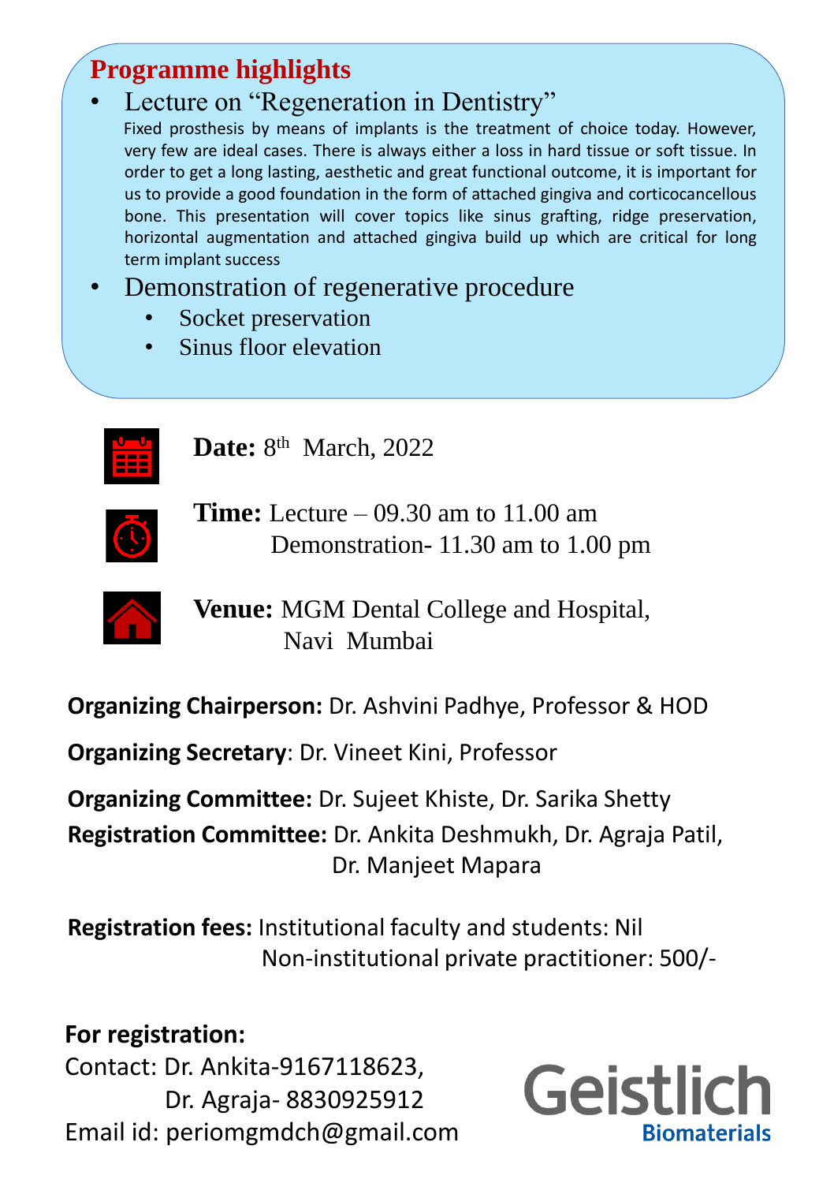## Programme highlights

- Lecture on "Regeneration in Dentistry"

  Fixed prosthesis by means of implants is the treatment of choice today. However, very few are ideal cases. There is always either a loss in hard tissue or soft tissue. In order to get a long lasting, aesthetic and great functional outcome, it is important for us to provide a good foundation in the form of attached gingiva and corticocancellous bone. This presentation will cover topics like sinus grafting, ridge preservation, horizontal augmentation and attached gingiva build up which are critical for long term implant success
- Demonstration of regenerative procedure
  - Socket preservation
  - Sinus floor elevation

**Date:** 8th March, 2022

**Time:** Lecture – 09.30 am to 11.00 am
Demonstration- 11.30 am to 1.00 pm

**Venue:** MGM Dental College and Hospital,
Navi Mumbai

**Organizing Chairperson:** Dr. Ashvini Padhye, Professor & HOD

**Organizing Secretary**: Dr. Vineet Kini, Professor

**Organizing Committee:** Dr. Sujeet Khiste, Dr. Sarika Shetty

**Registration Committee:** Dr. Ankita Deshmukh, Dr. Agraja Patil,
Dr. Manjeet Mapara

**Registration fees:** Institutional faculty and students: Nil
Non-institutional private practitioner: 500/-

**For registration:**
Contact: Dr. Ankita-9167118623,
Dr. Agraja- 8830925912
Email id: periomgmdch@gmail.com

Geistlich
Biomaterials